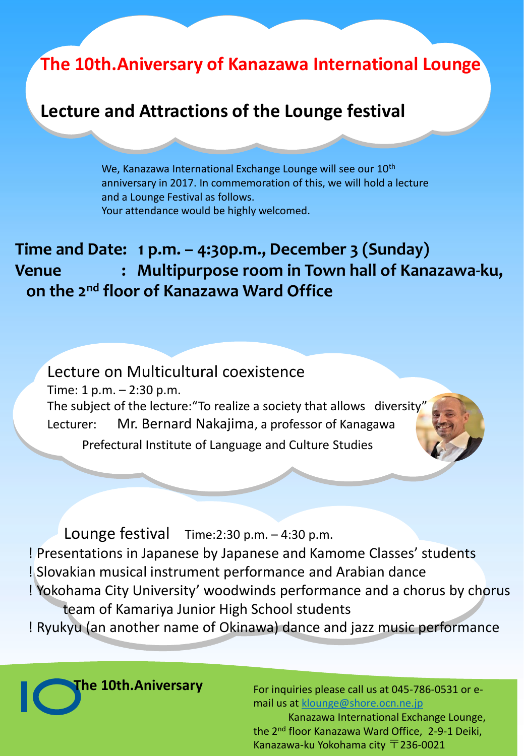# The 10th.Aniversary of Kanazawa International Lounge

## Lecture and Attractions of the Lounge festival

We, Kanazawa International Exchange Lounge will see our 10th anniversary in 2017. In commemoration of this, we will hold a lecture and a Lounge Festival as follows.
Your attendance would be highly welcomed.

**Time and Date: 1 p.m. – 4:30p.m., December 3 (Sunday)**
**Venue : Multipurpose room in Town hall of Kanazawa-ku, on the 2nd floor of Kanazawa Ward Office**

### Lecture on Multicultural coexistence

Time: 1 p.m. – 2:30 p.m.
The subject of the lecture:"To realize a society that allows diversity"
Lecturer: Mr. Bernard Nakajima, a professor of Kanagawa Prefectural Institute of Language and Culture Studies

### Lounge festival Time:2:30 p.m. – 4:30 p.m.

! Presentations in Japanese by Japanese and Kamome Classes' students
! Slovakian musical instrument performance and Arabian dance
! Yokohama City University' woodwinds performance and a chorus by chorus team of Kamariya Junior High School students
! Ryukyu (an another name of Okinawa) dance and jazz music performance

10 The 10th.Aniversary

For inquiries please call us at 045-786-0531 or e-mail us at klounge@shore.ocn.ne.jp
Kanazawa International Exchange Lounge, the 2nd floor Kanazawa Ward Office, 2-9-1 Deiki, Kanazawa-ku Yokohama city 〒236-0021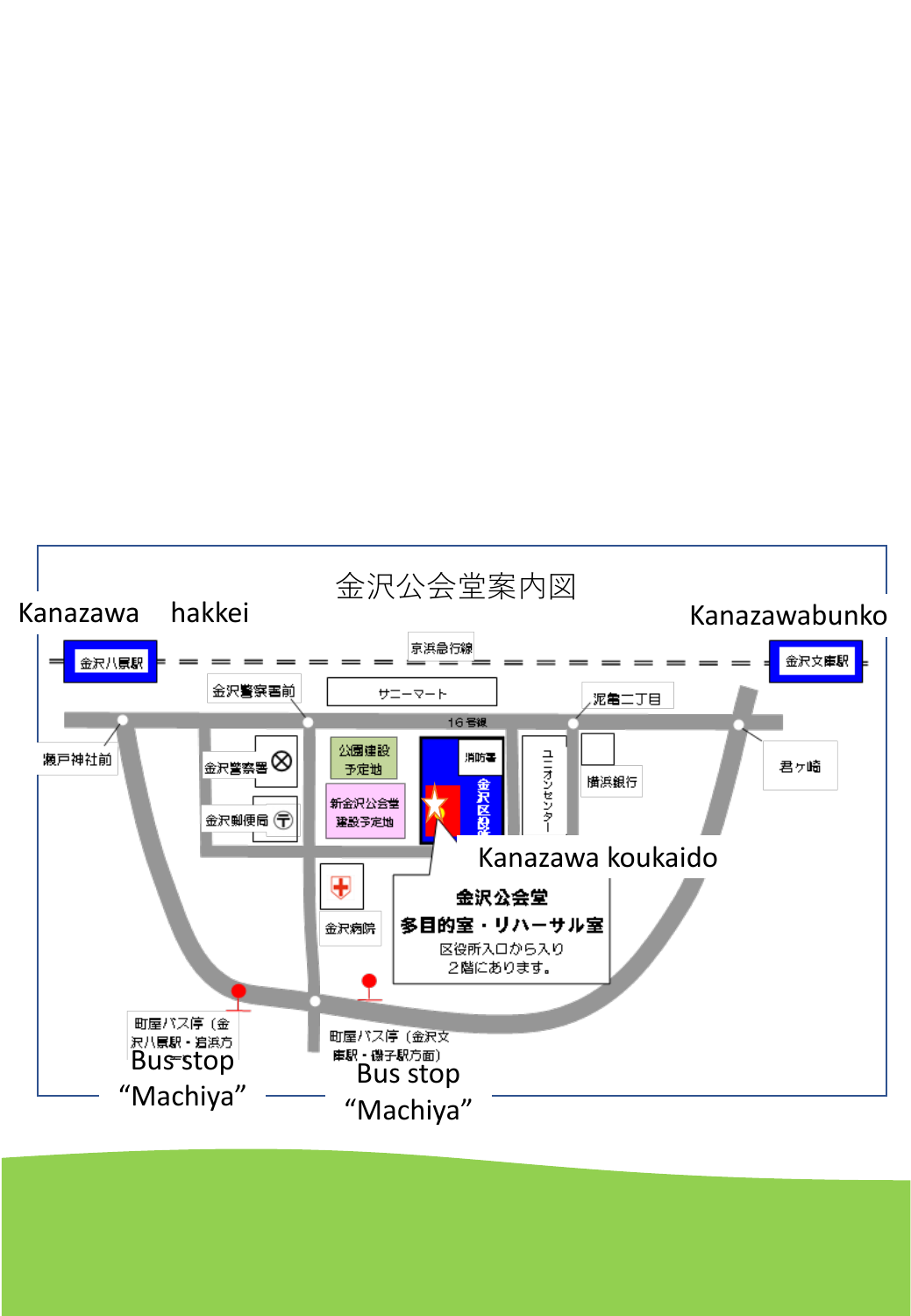# 金沢公会堂案内図

Kanazawa hakkei

Kanazawabunko

金沢八景駅

京浜急行線

金沢文庫駅

金沢警察署前

サニーマート

泥亀二丁目

16 号線

瀬戸神社前

君ヶ崎

金沢警察署

公園建設予定地

消防署

金沢区役所

ユニオンセンター

横浜銀行

金沢郵便局

新金沢公会堂建設予定地

Kanazawa koukaido

金沢病院

**金沢公会堂**

**多目的室・リハーサル室**

区役所入口から入り

2階にあります。

町屋バス停（金沢八景駅・追浜方

Bus stop

“Machiya”

町屋バス停（金沢文庫駅・磯子駅方面）

Bus stop

“Machiya”